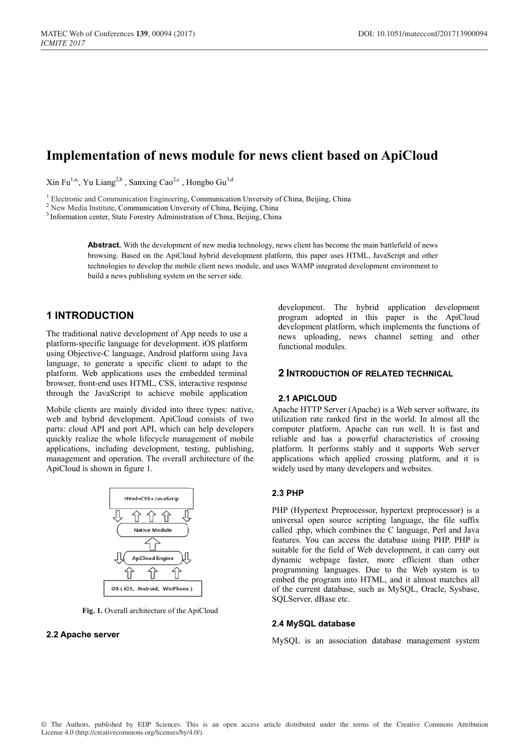# Implementation of news module for news client based on ApiCloud

Xin Fu[1,a], Yu Liang[2,b], Sanxing Cao[2,c], Hongbo Gu[3,d]

[1] Electronic and Communication Engineering, Communication Unversity of China, Beijing, China
[2] New Media Institute, Communication Unversity of China, Beijing, China
[3] Information center, State Forestry Administration of China, Beijing, China

**Abstract.** With the development of new media technology, news client has become the main battlefield of news browsing. Based on the ApiCloud hybrid development platform, this paper uses HTML, JavaScript and other technologies to develop the mobile client news module, and uses WAMP integrated development environment to build a news publishing system on the server side.

## 1 INTRODUCTION

The traditional native development of App needs to use a platform-specific language for development. iOS platform using Objective-C language, Android platform using Java language, to generate a specific client to adapt to the platform. Web applications uses the embedded terminal browser, front-end uses HTML, CSS, interactive response through the JavaScript to achieve mobile application development. The hybrid application development program adopted in this paper is the ApiCloud development platform, which implements the functions of news uploading, news channel setting and other functional modules.

Mobile clients are mainly divided into three types: native, web and hybrid development. ApiCloud consists of two parts: cloud API and port API, which can help developers quickly realize the whole lifecycle management of mobile applications, including development, testing, publishing, management and operation. The overall architecture of the ApiCloud is shown in figure 1.

Html+CSS+JavaScrip

Native Module

ApiCloud Engine

OS ( iOS、Android、WinPhone )

**Fig. 1.** Overall architecture of the ApiCloud

## 2 INTRODUCTION OF RELATED TECHNICAL

### 2.1 APICLOUD

### 2.2 Apache server

Apache HTTP Server (Apache) is a Web server software, its utilization rate ranked first in the world. In almost all the computer platform, Apache can run well. It is fast and reliable and has a powerful characteristics of crossing platform. It performs stably and it supports Web server applications which applied crossing platform, and it is widely used by many developers and websites.

### 2.3 PHP

PHP (Hypertext Preprocessor, hypertext preprocessor) is a universal open source scripting language, the file suffix called .php, which combines the C language, Perl and Java features. You can access the database using PHP. PHP is suitable for the field of Web development, it can carry out dynamic webpage faster, more efficient than other programming languages. Due to the Web system is to embed the program into HTML, and it almost matches all of the current database, such as MySQL, Oracle, Sysbase, SQLServer, dBase etc.

### 2.4 MySQL database

MySQL is an association database management system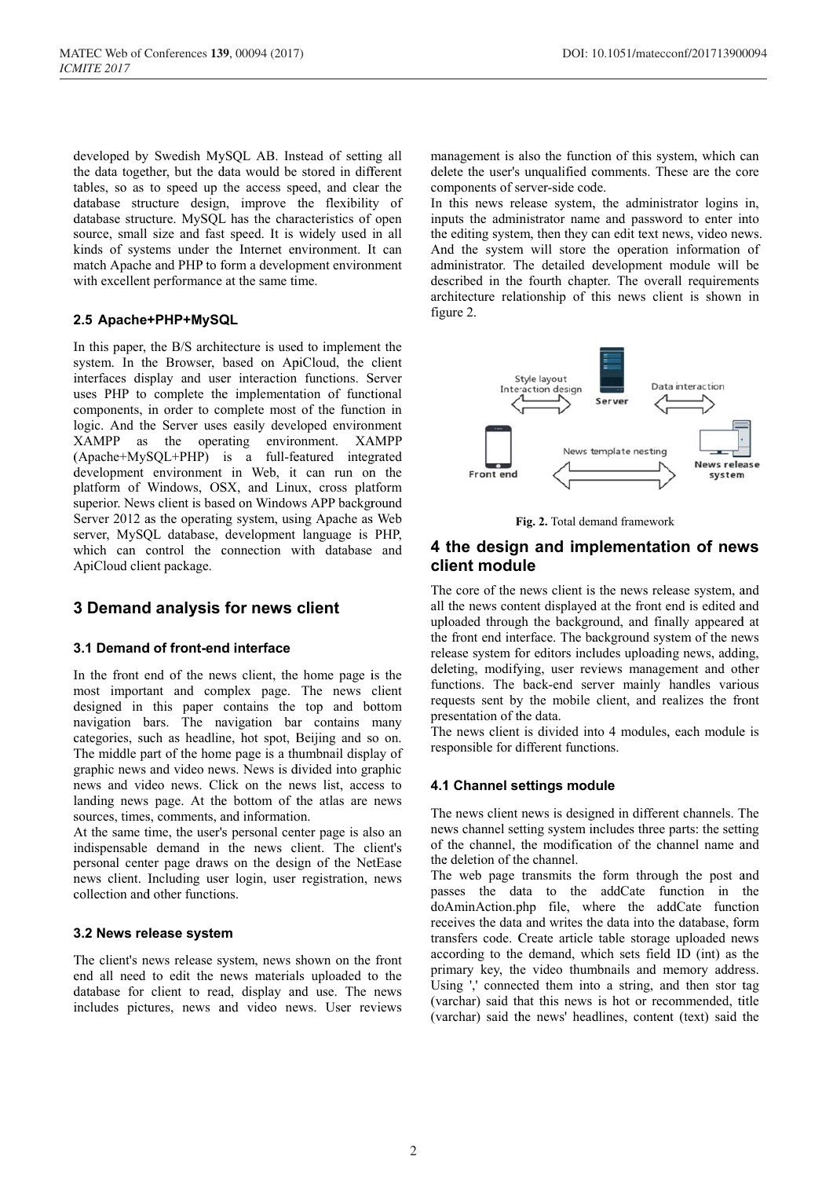developed by Swedish MySQL AB. Instead of setting all the data together, but the data would be stored in different tables, so as to speed up the access speed, and clear the database structure design, improve the flexibility of database structure. MySQL has the characteristics of open source, small size and fast speed. It is widely used in all kinds of systems under the Internet environment. It can match Apache and PHP to form a development environment with excellent performance at the same time.

### 2.5 Apache+PHP+MySQL

In this paper, the B/S architecture is used to implement the system. In the Browser, based on ApiCloud, the client interfaces display and user interaction functions. Server uses PHP to complete the implementation of functional components, in order to complete most of the function in logic. And the Server uses easily developed environment XAMPP as the operating environment. XAMPP (Apache+MySQL+PHP) is a full-featured integrated development environment in Web, it can run on the platform of Windows, OSX, and Linux, cross platform superior. News client is based on Windows APP background Server 2012 as the operating system, using Apache as Web server, MySQL database, development language is PHP, which can control the connection with database and ApiCloud client package.

## 3 Demand analysis for news client

### 3.1 Demand of front-end interface

In the front end of the news client, the home page is the most important and complex page. The news client designed in this paper contains the top and bottom navigation bars. The navigation bar contains many categories, such as headline, hot spot, Beijing and so on. The middle part of the home page is a thumbnail display of graphic news and video news. News is divided into graphic news and video news. Click on the news list, access to landing news page. At the bottom of the atlas are news sources, times, comments, and information.

At the same time, the user's personal center page is also an indispensable demand in the news client. The client's personal center page draws on the design of the NetEase news client. Including user login, user registration, news collection and other functions.

### 3.2 News release system

The client's news release system, news shown on the front end all need to edit the news materials uploaded to the database for client to read, display and use. The news includes pictures, news and video news. User reviews management is also the function of this system, which can delete the user's unqualified comments. These are the core components of server-side code.

In this news release system, the administrator logins in, inputs the administrator name and password to enter into the editing system, then they can edit text news, video news. And the system will store the operation information of administrator. The detailed development module will be described in the fourth chapter. The overall requirements architecture relationship of this news client is shown in figure 2.

Style layout
Interaction design
Server
Data interaction
News template nesting
Front end
News release system

**Fig. 2.** Total demand framework

## 4 the design and implementation of news client module

The core of the news client is the news release system, and all the news content displayed at the front end is edited and uploaded through the background, and finally appeared at the front end interface. The background system of the news release system for editors includes uploading news, adding, deleting, modifying, user reviews management and other functions. The back-end server mainly handles various requests sent by the mobile client, and realizes the front presentation of the data.

The news client is divided into 4 modules, each module is responsible for different functions.

### 4.1 Channel settings module

The news client news is designed in different channels. The news channel setting system includes three parts: the setting of the channel, the modification of the channel name and the deletion of the channel.

The web page transmits the form through the post and passes the data to the addCate function in the doAminAction.php file, where the addCate function receives the data and writes the data into the database, form transfers code. Create article table storage uploaded news according to the demand, which sets field ID (int) as the primary key, the video thumbnails and memory address. Using ',' connected them into a string, and then stor tag (varchar) said that this news is hot or recommended, title (varchar) said the news' headlines, content (text) said the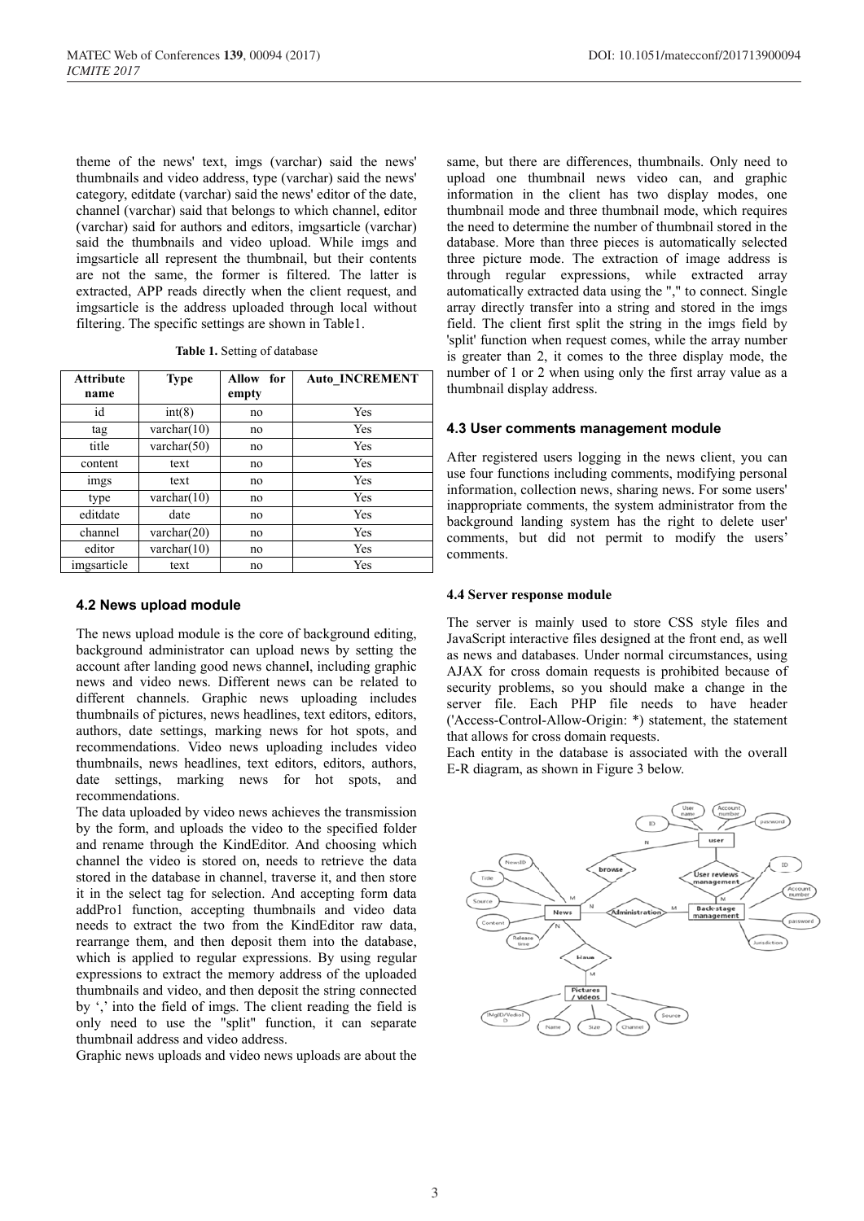theme of the news' text, imgs (varchar) said the news' thumbnails and video address, type (varchar) said the news' category, editdate (varchar) said the news' editor of the date, channel (varchar) said that belongs to which channel, editor (varchar) said for authors and editors, imgsarticle (varchar) said the thumbnails and video upload. While imgs and imgsarticle all represent the thumbnail, but their contents are not the same, the former is filtered. The latter is extracted, APP reads directly when the client request, and imgsarticle is the address uploaded through local without filtering. The specific settings are shown in Table1.

**Table 1.** Setting of database

| Attribute name | Type | Allow for empty | Auto_INCREMENT |
|---|---|---|---|
| id | int(8) | no | Yes |
| tag | varchar(10) | no | Yes |
| title | varchar(50) | no | Yes |
| content | text | no | Yes |
| imgs | text | no | Yes |
| type | varchar(10) | no | Yes |
| editdate | date | no | Yes |
| channel | varchar(20) | no | Yes |
| editor | varchar(10) | no | Yes |
| imgsarticle | text | no | Yes |

### 4.2 News upload module

The news upload module is the core of background editing, background administrator can upload news by setting the account after landing good news channel, including graphic news and video news. Different news can be related to different channels. Graphic news uploading includes thumbnails of pictures, news headlines, text editors, editors, authors, date settings, marking news for hot spots, and recommendations. Video news uploading includes video thumbnails, news headlines, text editors, editors, authors, date settings, marking news for hot spots, and recommendations.

The data uploaded by video news achieves the transmission by the form, and uploads the video to the specified folder and rename through the KindEditor. And choosing which channel the video is stored on, needs to retrieve the data stored in the database in channel, traverse it, and then store it in the select tag for selection. And accepting form data addPro1 function, accepting thumbnails and video data needs to extract the two from the KindEditor raw data, rearrange them, and then deposit them into the database, which is applied to regular expressions. By using regular expressions to extract the memory address of the uploaded thumbnails and video, and then deposit the string connected by ',' into the field of imgs. The client reading the field is only need to use the "split" function, it can separate thumbnail address and video address.

Graphic news uploads and video news uploads are about the same, but there are differences, thumbnails. Only need to upload one thumbnail news video can, and graphic information in the client has two display modes, one thumbnail mode and three thumbnail mode, which requires the need to determine the number of thumbnail stored in the database. More than three pieces is automatically selected three picture mode. The extraction of image address is through regular expressions, while extracted array automatically extracted data using the "," to connect. Single array directly transfer into a string and stored in the imgs field. The client first split the string in the imgs field by 'split' function when request comes, while the array number is greater than 2, it comes to the three display mode, the number of 1 or 2 when using only the first array value as a thumbnail display address.

### 4.3 User comments management module

After registered users logging in the news client, you can use four functions including comments, modifying personal information, collection news, sharing news. For some users' inappropriate comments, the system administrator from the background landing system has the right to delete user' comments, but did not permit to modify the users' comments.

### 4.4 Server response module

The server is mainly used to store CSS style files and JavaScript interactive files designed at the front end, as well as news and databases. Under normal circumstances, using AJAX for cross domain requests is prohibited because of security problems, so you should make a change in the server file. Each PHP file needs to have header ('Access-Control-Allow-Origin: *) statement, the statement that allows for cross domain requests.

Each entity in the database is associated with the overall E-R diagram, as shown in Figure 3 below.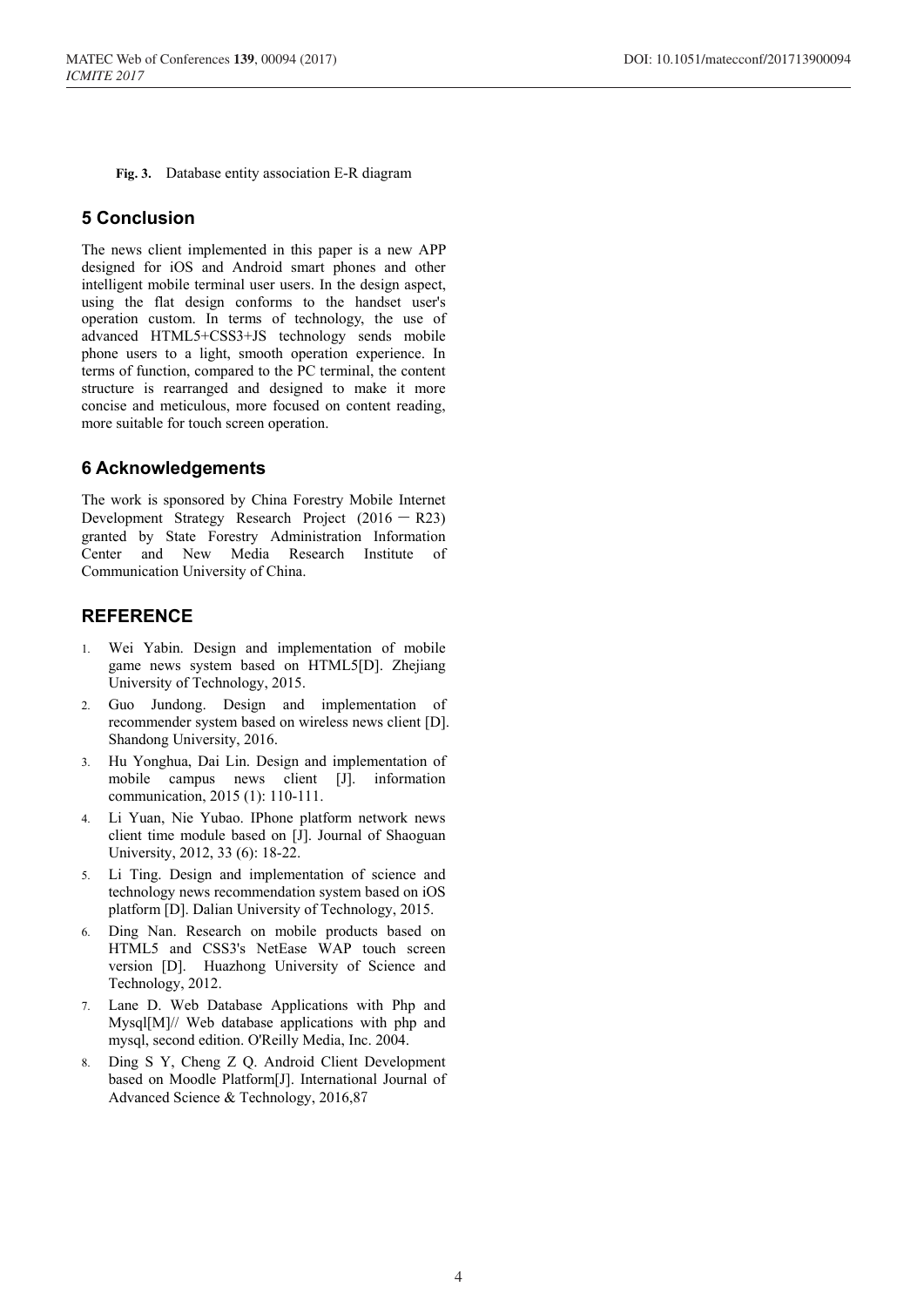**Fig. 3.** Database entity association E-R diagram

## 5 Conclusion

The news client implemented in this paper is a new APP designed for iOS and Android smart phones and other intelligent mobile terminal user users. In the design aspect, using the flat design conforms to the handset user's operation custom. In terms of technology, the use of advanced HTML5+CSS3+JS technology sends mobile phone users to a light, smooth operation experience. In terms of function, compared to the PC terminal, the content structure is rearranged and designed to make it more concise and meticulous, more focused on content reading, more suitable for touch screen operation.

## 6 Acknowledgements

The work is sponsored by China Forestry Mobile Internet Development Strategy Research Project (2016 － R23) granted by State Forestry Administration Information Center and New Media Research Institute of Communication University of China.

## REFERENCE

1. Wei Yabin. Design and implementation of mobile game news system based on HTML5[D]. Zhejiang University of Technology, 2015.
2. Guo Jundong. Design and implementation of recommender system based on wireless news client [D]. Shandong University, 2016.
3. Hu Yonghua, Dai Lin. Design and implementation of mobile campus news client [J]. information communication, 2015 (1): 110-111.
4. Li Yuan, Nie Yubao. IPhone platform network news client time module based on [J]. Journal of Shaoguan University, 2012, 33 (6): 18-22.
5. Li Ting. Design and implementation of science and technology news recommendation system based on iOS platform [D]. Dalian University of Technology, 2015.
6. Ding Nan. Research on mobile products based on HTML5 and CSS3's NetEase WAP touch screen version [D]. Huazhong University of Science and Technology, 2012.
7. Lane D. Web Database Applications with Php and Mysql[M]// Web database applications with php and mysql, second edition. O'Reilly Media, Inc. 2004.
8. Ding S Y, Cheng Z Q. Android Client Development based on Moodle Platform[J]. International Journal of Advanced Science & Technology, 2016,87